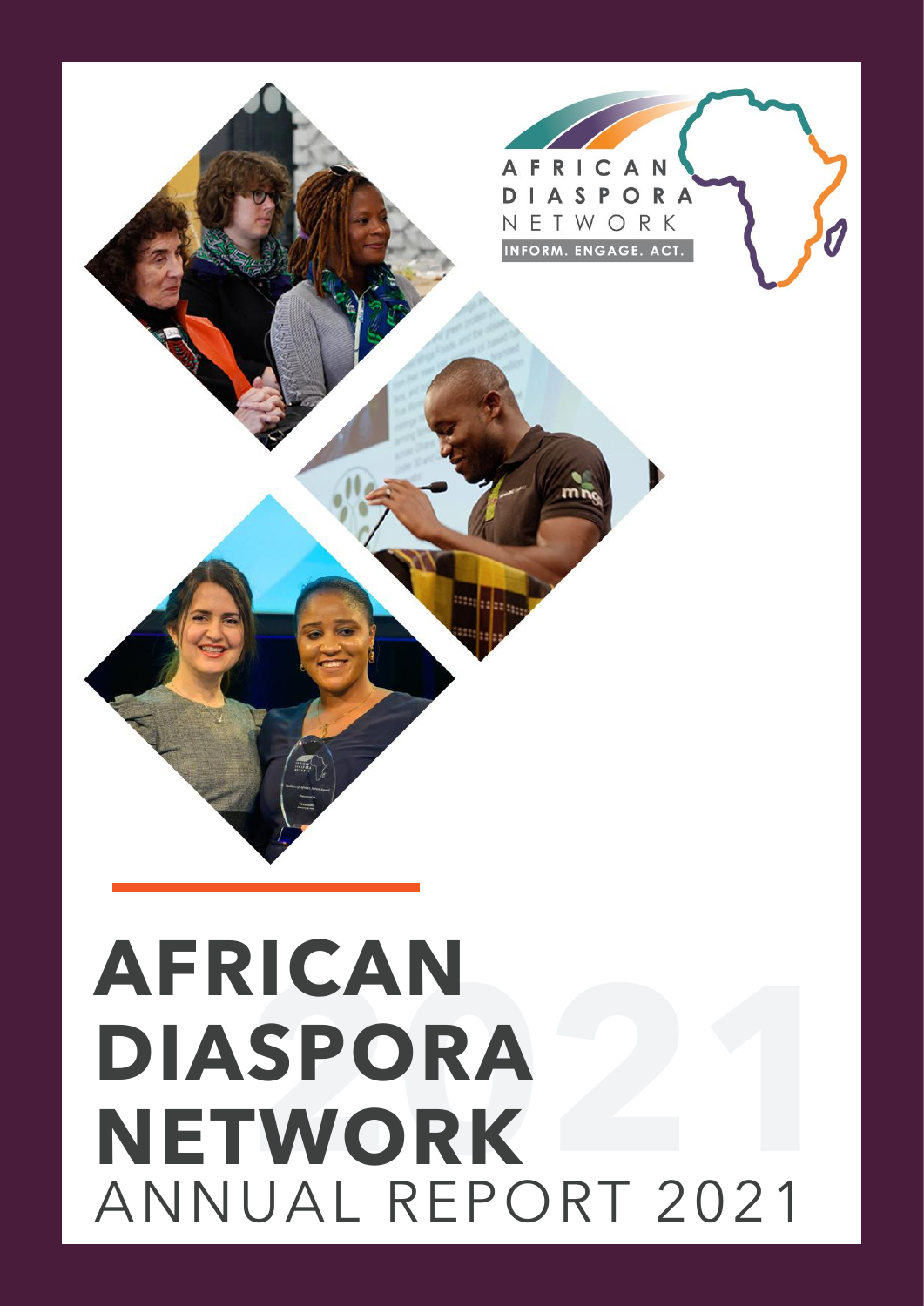AFRICAN
DIASPORA
NETWORK

INFORM. ENGAGE. ACT.

# AFRICAN DIASPORA NETWORK

ANNUAL REPORT 2021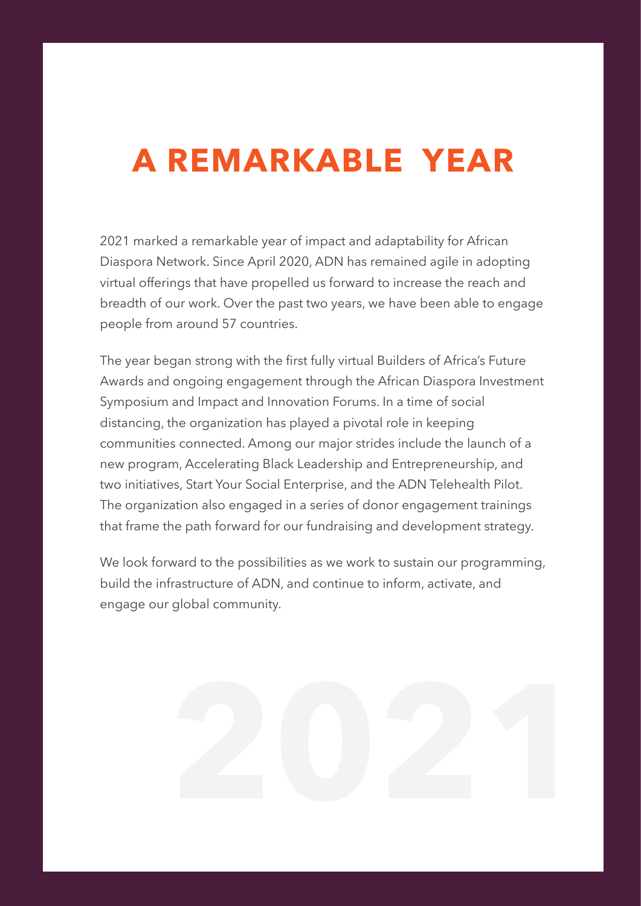# A REMARKABLE YEAR

2021 marked a remarkable year of impact and adaptability for African Diaspora Network. Since April 2020, ADN has remained agile in adopting virtual offerings that have propelled us forward to increase the reach and breadth of our work. Over the past two years, we have been able to engage people from around 57 countries.

The year began strong with the first fully virtual Builders of Africa's Future Awards and ongoing engagement through the African Diaspora Investment Symposium and Impact and Innovation Forums. In a time of social distancing, the organization has played a pivotal role in keeping communities connected. Among our major strides include the launch of a new program, Accelerating Black Leadership and Entrepreneurship, and two initiatives, Start Your Social Enterprise, and the ADN Telehealth Pilot. The organization also engaged in a series of donor engagement trainings that frame the path forward for our fundraising and development strategy.

We look forward to the possibilities as we work to sustain our programming, build the infrastructure of ADN, and continue to inform, activate, and engage our global community.

2021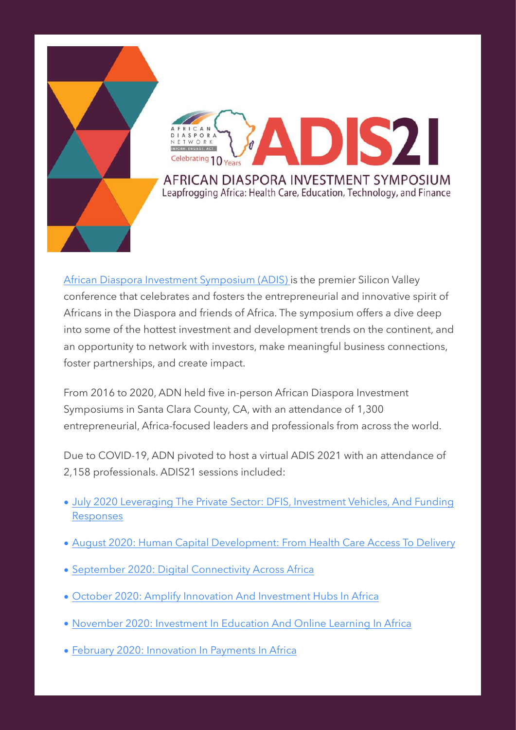AFRICAN DIASPORA NETWORK
INFORM. ENGAGE. ACT.
Celebrating 10 Years

# ADIS21

## AFRICAN DIASPORA INVESTMENT SYMPOSIUM

Leapfrogging Africa: Health Care, Education, Technology, and Finance

African Diaspora Investment Symposium (ADIS) is the premier Silicon Valley conference that celebrates and fosters the entrepreneurial and innovative spirit of Africans in the Diaspora and friends of Africa. The symposium offers a dive deep into some of the hottest investment and development trends on the continent, and an opportunity to network with investors, make meaningful business connections, foster partnerships, and create impact.

From 2016 to 2020, ADN held five in-person African Diaspora Investment Symposiums in Santa Clara County, CA, with an attendance of 1,300 entrepreneurial, Africa-focused leaders and professionals from across the world.

Due to COVID-19, ADN pivoted to host a virtual ADIS 2021 with an attendance of 2,158 professionals. ADIS21 sessions included:

- July 2020 Leveraging The Private Sector: DFIS, Investment Vehicles, And Funding Responses
- August 2020: Human Capital Development: From Health Care Access To Delivery
- September 2020: Digital Connectivity Across Africa
- October 2020: Amplify Innovation And Investment Hubs In Africa
- November 2020: Investment In Education And Online Learning In Africa
- February 2020: Innovation In Payments In Africa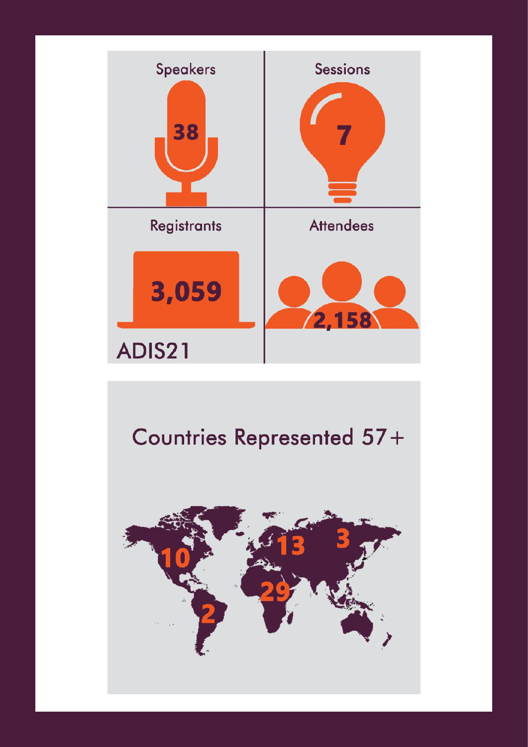Speakers

38

Sessions

7

Registrants

3,059

Attendees

2,158

ADIS21

## Countries Represented 57+

10

2

13

29

3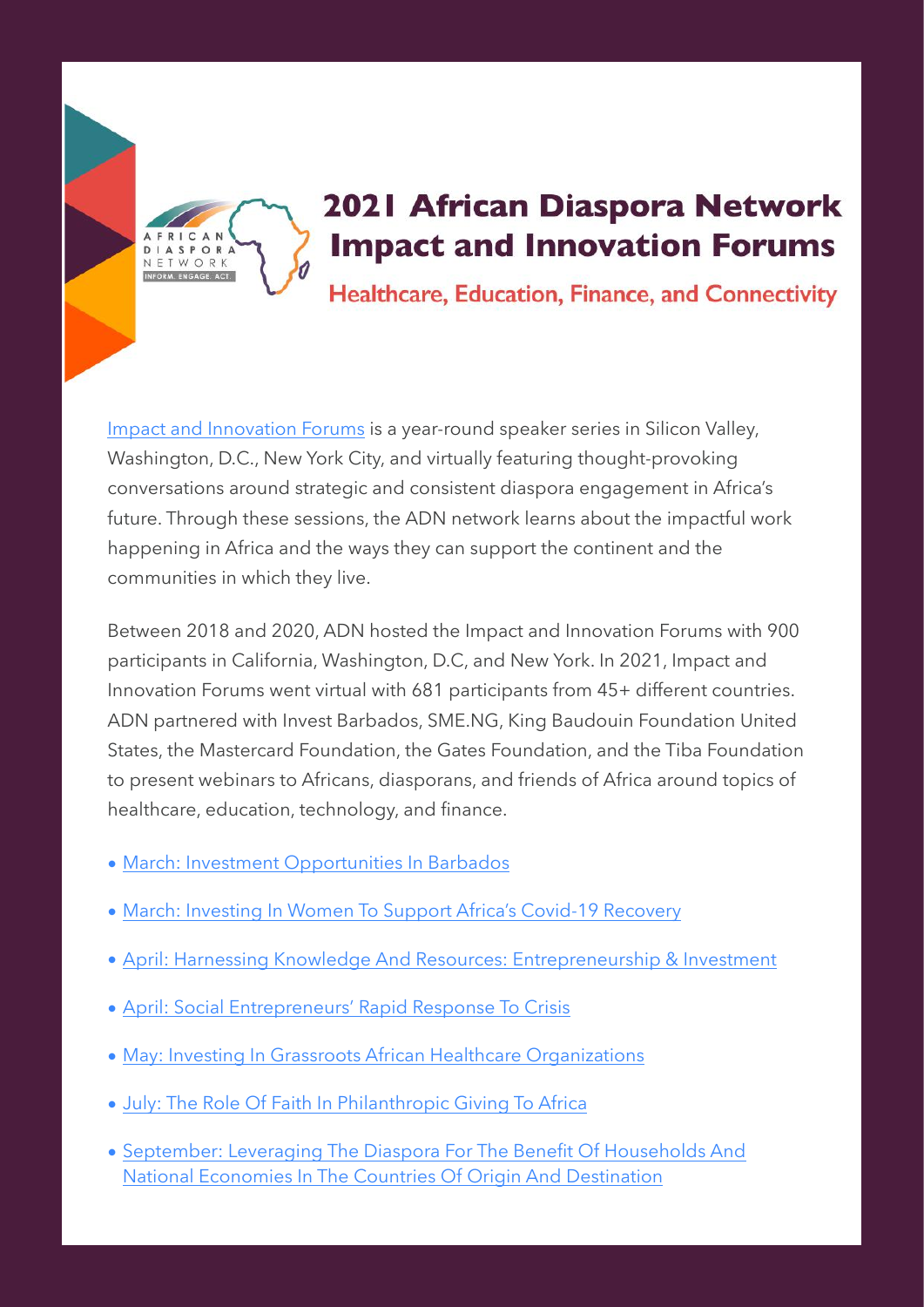# 2021 African Diaspora Network Impact and Innovation Forums

## Healthcare, Education, Finance, and Connectivity

Impact and Innovation Forums is a year-round speaker series in Silicon Valley, Washington, D.C., New York City, and virtually featuring thought-provoking conversations around strategic and consistent diaspora engagement in Africa's future. Through these sessions, the ADN network learns about the impactful work happening in Africa and the ways they can support the continent and the communities in which they live.

Between 2018 and 2020, ADN hosted the Impact and Innovation Forums with 900 participants in California, Washington, D.C, and New York. In 2021, Impact and Innovation Forums went virtual with 681 participants from 45+ different countries. ADN partnered with Invest Barbados, SME.NG, King Baudouin Foundation United States, the Mastercard Foundation, the Gates Foundation, and the Tiba Foundation to present webinars to Africans, diasporans, and friends of Africa around topics of healthcare, education, technology, and finance.

- March: Investment Opportunities In Barbados
- March: Investing In Women To Support Africa's Covid-19 Recovery
- April: Harnessing Knowledge And Resources: Entrepreneurship & Investment
- April: Social Entrepreneurs' Rapid Response To Crisis
- May: Investing In Grassroots African Healthcare Organizations
- July: The Role Of Faith In Philanthropic Giving To Africa
- September: Leveraging The Diaspora For The Benefit Of Households And National Economies In The Countries Of Origin And Destination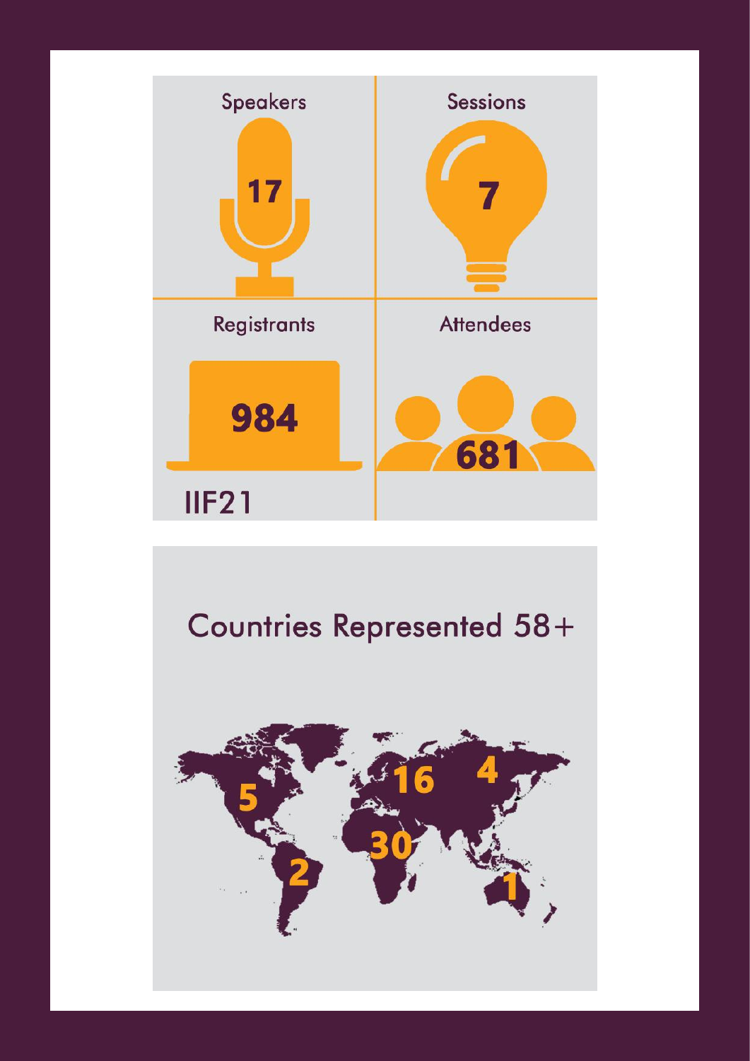Speakers 17

Sessions 7

Registrants 984

Attendees 681

IIF21

Countries Represented 58+

5

2

16

30

4

1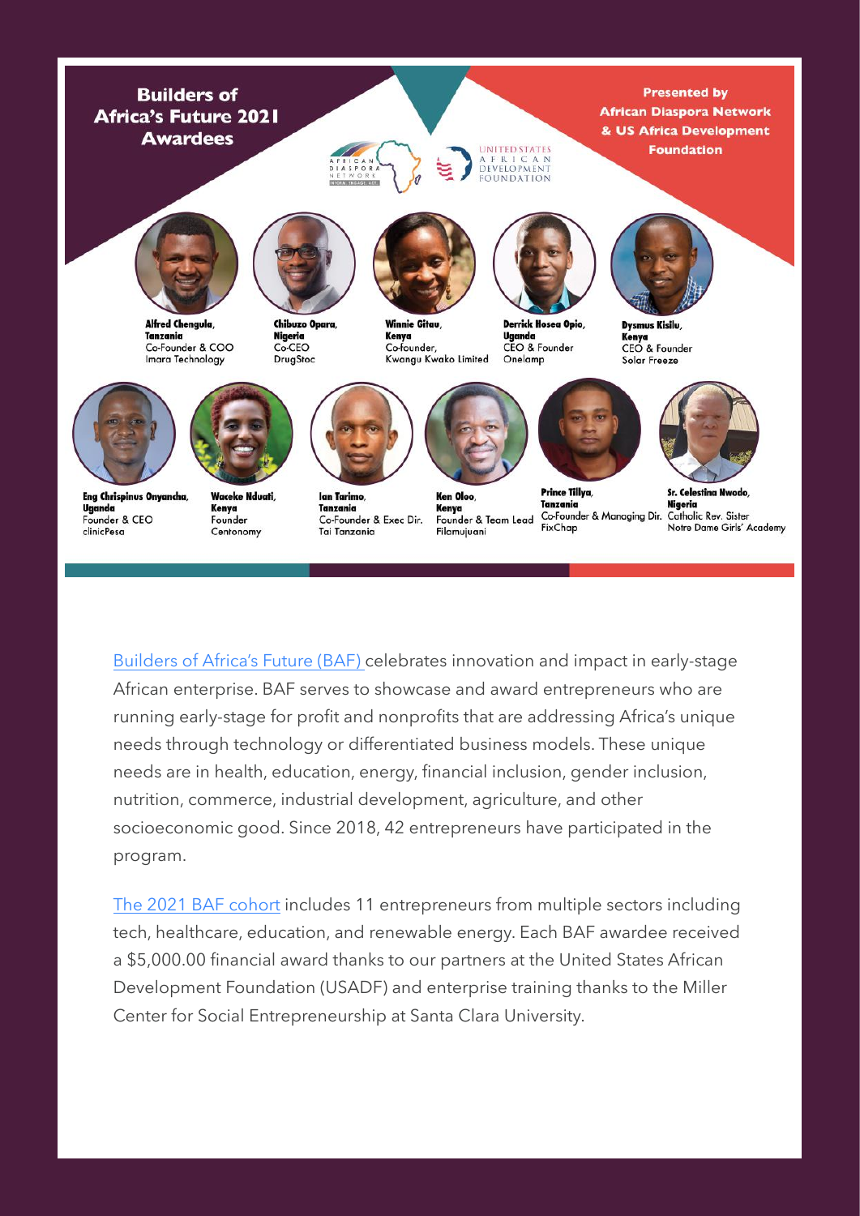## Builders of Africa's Future 2021 Awardees

**Presented by African Diaspora Network & US Africa Development Foundation**

**Alfred Chengula,** **Tanzania**
Co-Founder & COO
Imara Technology

**Chibuzo Opara,** **Nigeria**
Co-CEO
DrugStoc

**Winnie Gitau,** **Kenya**
Co-founder,
Kwangu Kwako Limited

**Derrick Hosea Opio,** **Uganda**
CEO & Founder
Onelamp

**Dysmus Kisilu,** **Kenya**
CEO & Founder
Solar Freeze

**Eng Chrispinus Onyancha,** **Uganda**
Founder & CEO
clinicPesa

**Waceke Nduati,** **Kenya**
Founder
Centonomy

**Ian Tarimo,** **Tanzania**
Co-Founder & Exec Dir.
Tai Tanzania

**Ken Oloo,** **Kenya**
Founder & Team Lead
Filamujuani

**Prince Tillya,** **Tanzania**
Co-Founder & Managing Dir.
FixChap

**Sr. Celestina Nwodo,** **Nigeria**
Catholic Rev. Sister
Notre Dame Girls' Academy

Builders of Africa's Future (BAF) celebrates innovation and impact in early-stage African enterprise. BAF serves to showcase and award entrepreneurs who are running early-stage for profit and nonprofits that are addressing Africa's unique needs through technology or differentiated business models. These unique needs are in health, education, energy, financial inclusion, gender inclusion, nutrition, commerce, industrial development, agriculture, and other socioeconomic good. Since 2018, 42 entrepreneurs have participated in the program.

The 2021 BAF cohort includes 11 entrepreneurs from multiple sectors including tech, healthcare, education, and renewable energy. Each BAF awardee received a $5,000.00 financial award thanks to our partners at the United States African Development Foundation (USADF) and enterprise training thanks to the Miller Center for Social Entrepreneurship at Santa Clara University.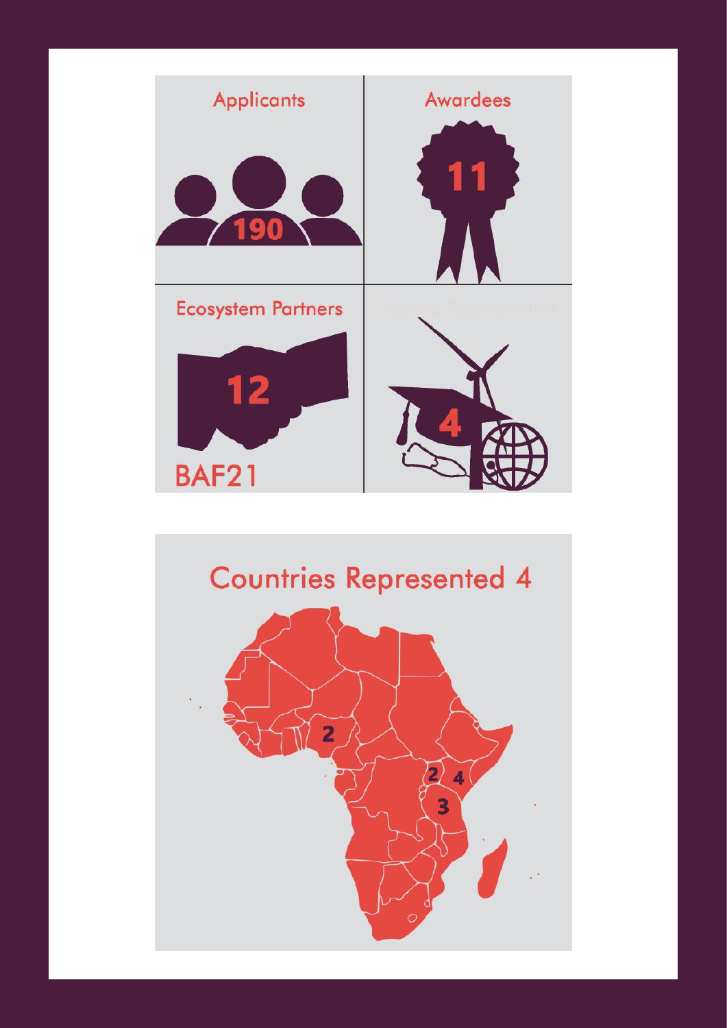Applicants

190

Awardees

11

Ecosystem Partners

12

BAF21

Sectors Represented

4

## Countries Represented 4

2

2

4

3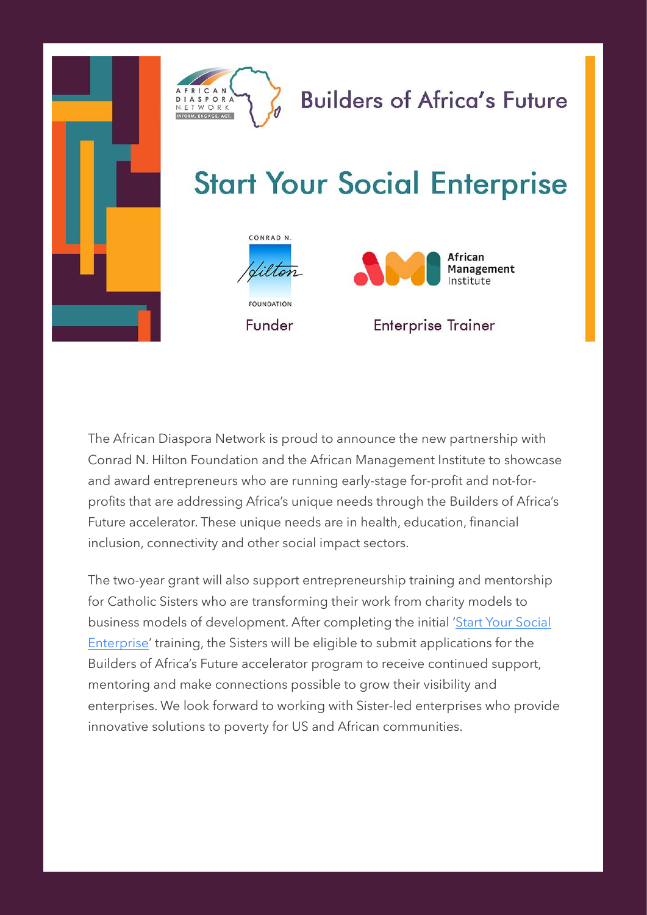AFRICAN DIASPORA NETWORK
INFORM. ENGAGE. ACT.

# Builders of Africa's Future

# Start Your Social Enterprise

CONRAD N. Hilton FOUNDATION

Funder

African Management Institute

Enterprise Trainer

The African Diaspora Network is proud to announce the new partnership with Conrad N. Hilton Foundation and the African Management Institute to showcase and award entrepreneurs who are running early-stage for-profit and not-for-profits that are addressing Africa's unique needs through the Builders of Africa's Future accelerator. These unique needs are in health, education, financial inclusion, connectivity and other social impact sectors.

The two-year grant will also support entrepreneurship training and mentorship for Catholic Sisters who are transforming their work from charity models to business models of development. After completing the initial 'Start Your Social Enterprise' training, the Sisters will be eligible to submit applications for the Builders of Africa's Future accelerator program to receive continued support, mentoring and make connections possible to grow their visibility and enterprises. We look forward to working with Sister-led enterprises who provide innovative solutions to poverty for US and African communities.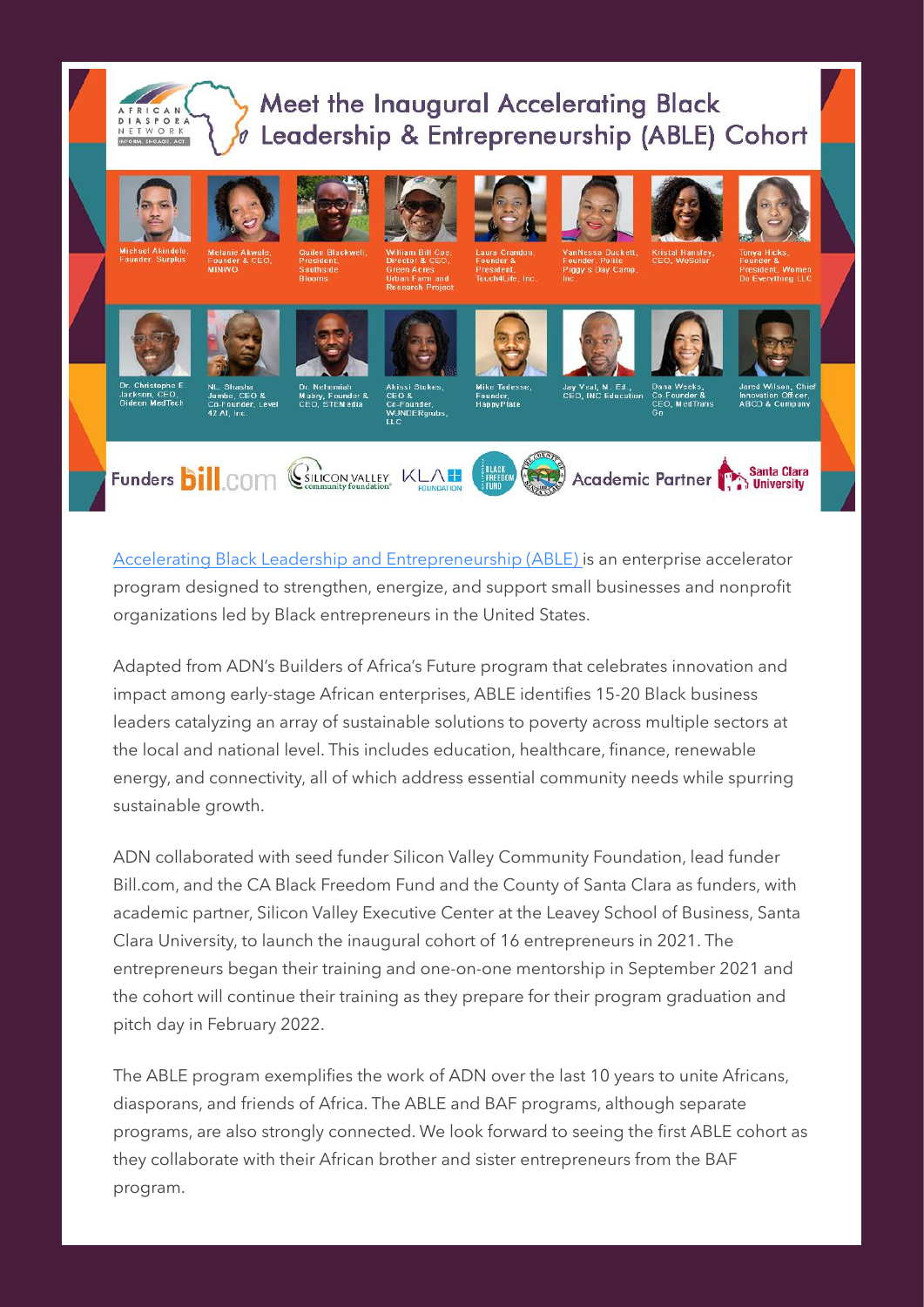# Meet the Inaugural Accelerating Black Leadership & Entrepreneurship (ABLE) Cohort

Michael Akindele, Founder, Surplus

Melanie Akwule, Founder & CEO, MINWO

Quilen Blackwell, President, Southside Blooms

William Bill Coe, Director & CEO, Green Acres Urban Farm and Research Project

Laura Crandon, Founder & President, Touch4Life, Inc.

VanNessa Duckett, Founder, Pollie Piggy's Day Camp, Inc.

Kristal Hansley, CEO, WeSolar

Tonya Hicks, Founder & President, Women Do Everything LLC

Dr. Christopher E. Jackson, CEO, Dideon MedTech

NL. Shasha Jumbo, CEO & Co-Founder, Level 42 AI, Inc.

Dr. Nehemiah Mabry, Founder & CEO, STEMedia

Akissi Stokes, CEO & Co-Founder, WUNDERgrubs, LLC

Mike Tadesse, Founder, HappyPlate

Jay Veal, M. Ed., CEO, INC Education

Dana Weeks, Co-Founder & CEO, MedTrans Go

Jared Wilson, Chief Innovation Officer, ABCD & Company

Funders bill.com | Silicon Valley community foundation | KLA Foundation | Black Freedom Fund | County of Santa Clara — Academic Partner Santa Clara University

Accelerating Black Leadership and Entrepreneurship (ABLE) is an enterprise accelerator program designed to strengthen, energize, and support small businesses and nonprofit organizations led by Black entrepreneurs in the United States.

Adapted from ADN's Builders of Africa's Future program that celebrates innovation and impact among early-stage African enterprises, ABLE identifies 15-20 Black business leaders catalyzing an array of sustainable solutions to poverty across multiple sectors at the local and national level. This includes education, healthcare, finance, renewable energy, and connectivity, all of which address essential community needs while spurring sustainable growth.

ADN collaborated with seed funder Silicon Valley Community Foundation, lead funder Bill.com, and the CA Black Freedom Fund and the County of Santa Clara as funders, with academic partner, Silicon Valley Executive Center at the Leavey School of Business, Santa Clara University, to launch the inaugural cohort of 16 entrepreneurs in 2021. The entrepreneurs began their training and one-on-one mentorship in September 2021 and the cohort will continue their training as they prepare for their program graduation and pitch day in February 2022.

The ABLE program exemplifies the work of ADN over the last 10 years to unite Africans, diasporans, and friends of Africa. The ABLE and BAF programs, although separate programs, are also strongly connected. We look forward to seeing the first ABLE cohort as they collaborate with their African brother and sister entrepreneurs from the BAF program.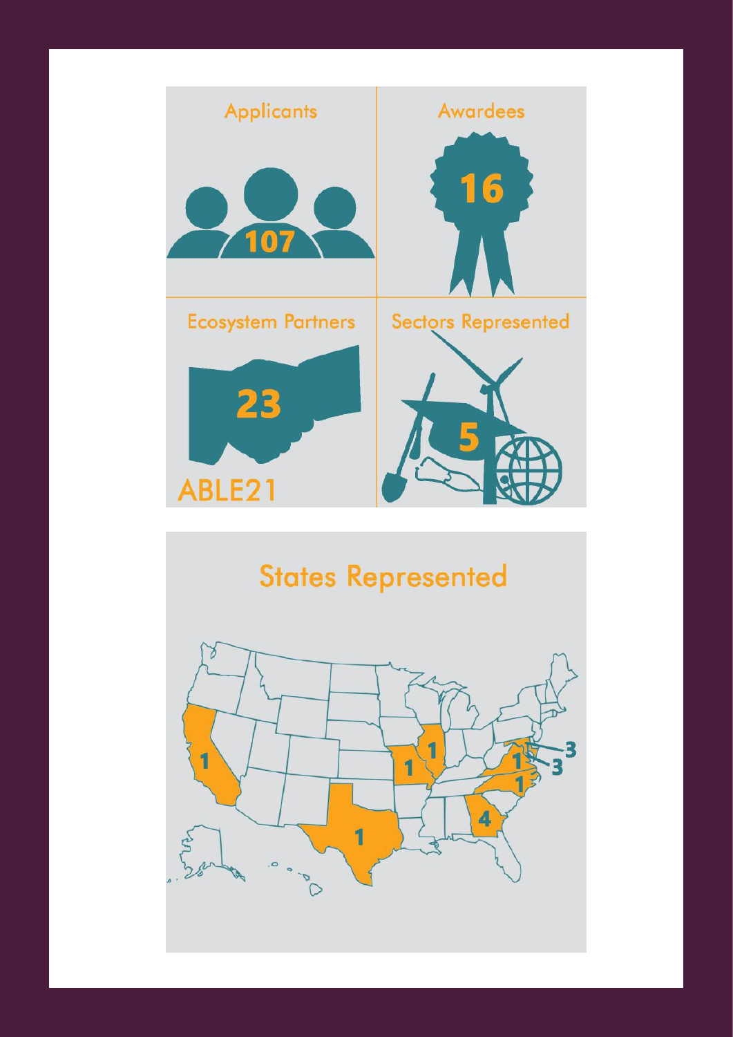Applicants

107

Awardees

16

Ecosystem Partners

23

Sectors Represented

5

ABLE21

## States Represented

1 1 1 1 3 3 1 1 4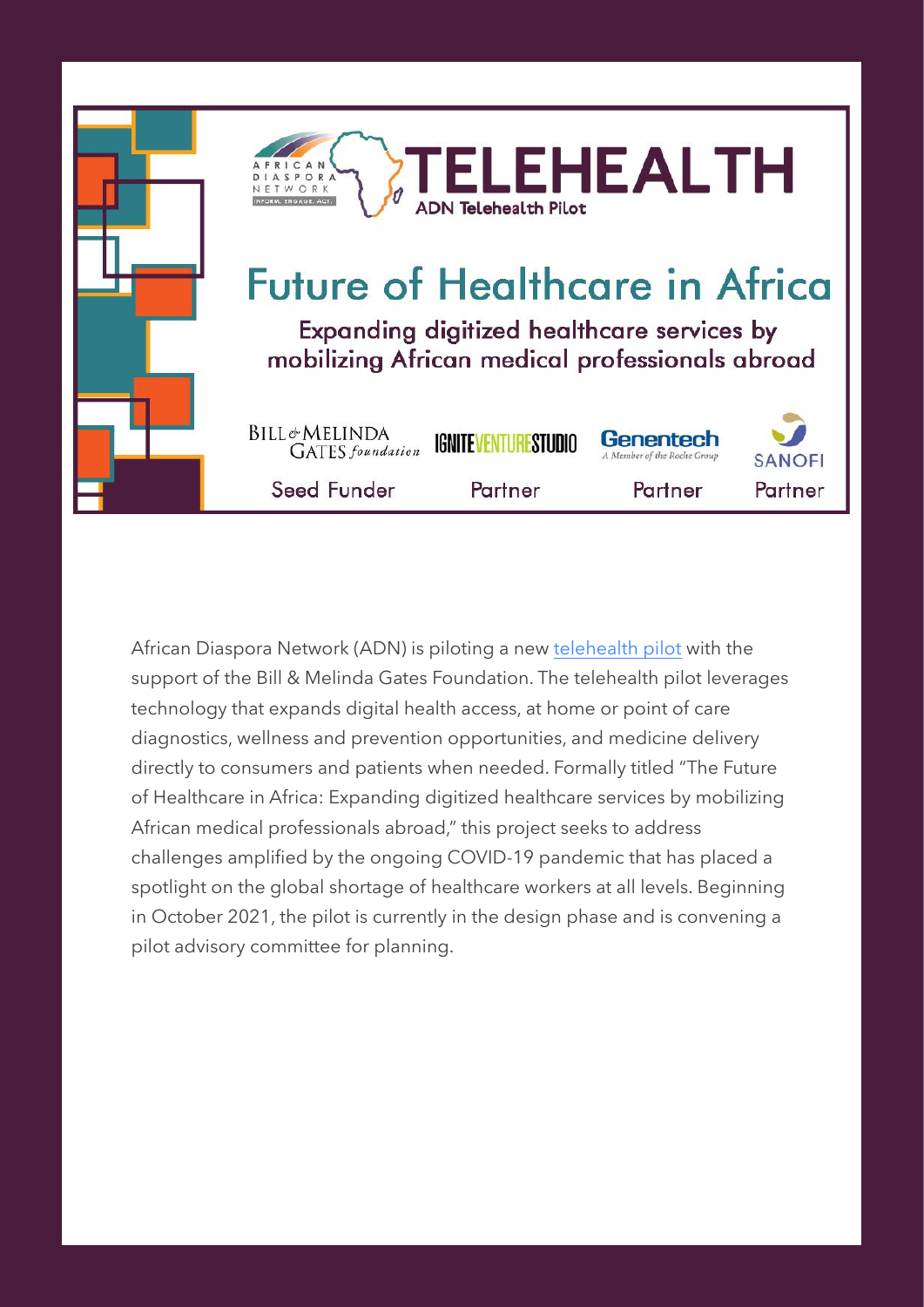AFRICAN DIASPORA NETWORK

INFORM. ENGAGE. ACT.

# TELEHEALTH

ADN Telehealth Pilot

## Future of Healthcare in Africa

### Expanding digitized healthcare services by mobilizing African medical professionals abroad

| BILL & MELINDA GATES foundation | IGNITE VENTURE STUDIO | Genentech A Member of the Roche Group | SANOFI |
|---|---|---|---|
| Seed Funder | Partner | Partner | Partner |

African Diaspora Network (ADN) is piloting a new telehealth pilot with the support of the Bill & Melinda Gates Foundation. The telehealth pilot leverages technology that expands digital health access, at home or point of care diagnostics, wellness and prevention opportunities, and medicine delivery directly to consumers and patients when needed. Formally titled "The Future of Healthcare in Africa: Expanding digitized healthcare services by mobilizing African medical professionals abroad," this project seeks to address challenges amplified by the ongoing COVID-19 pandemic that has placed a spotlight on the global shortage of healthcare workers at all levels. Beginning in October 2021, the pilot is currently in the design phase and is convening a pilot advisory committee for planning.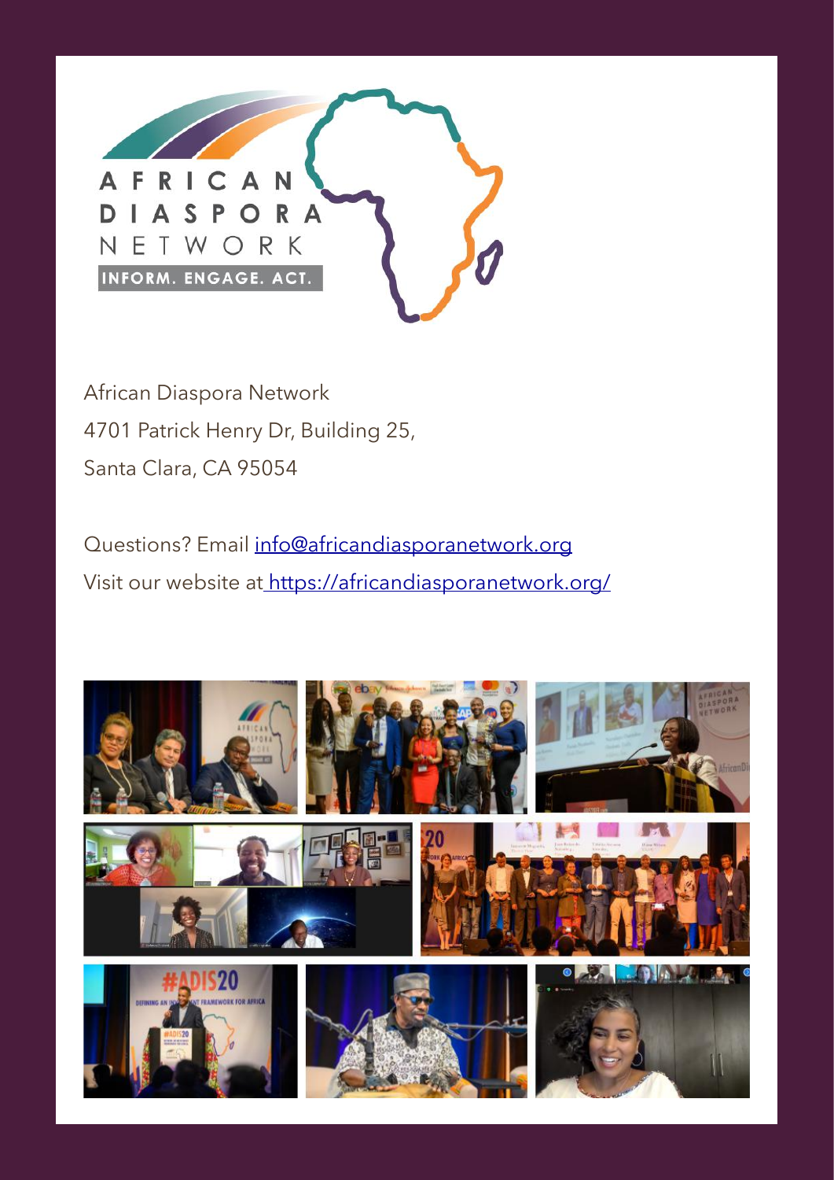AFRICAN DIASPORA NETWORK

INFORM. ENGAGE. ACT.

African Diaspora Network
4701 Patrick Henry Dr, Building 25,
Santa Clara, CA 95054

Questions? Email info@africandiasporanetwork.org
Visit our website at https://africandiasporanetwork.org/